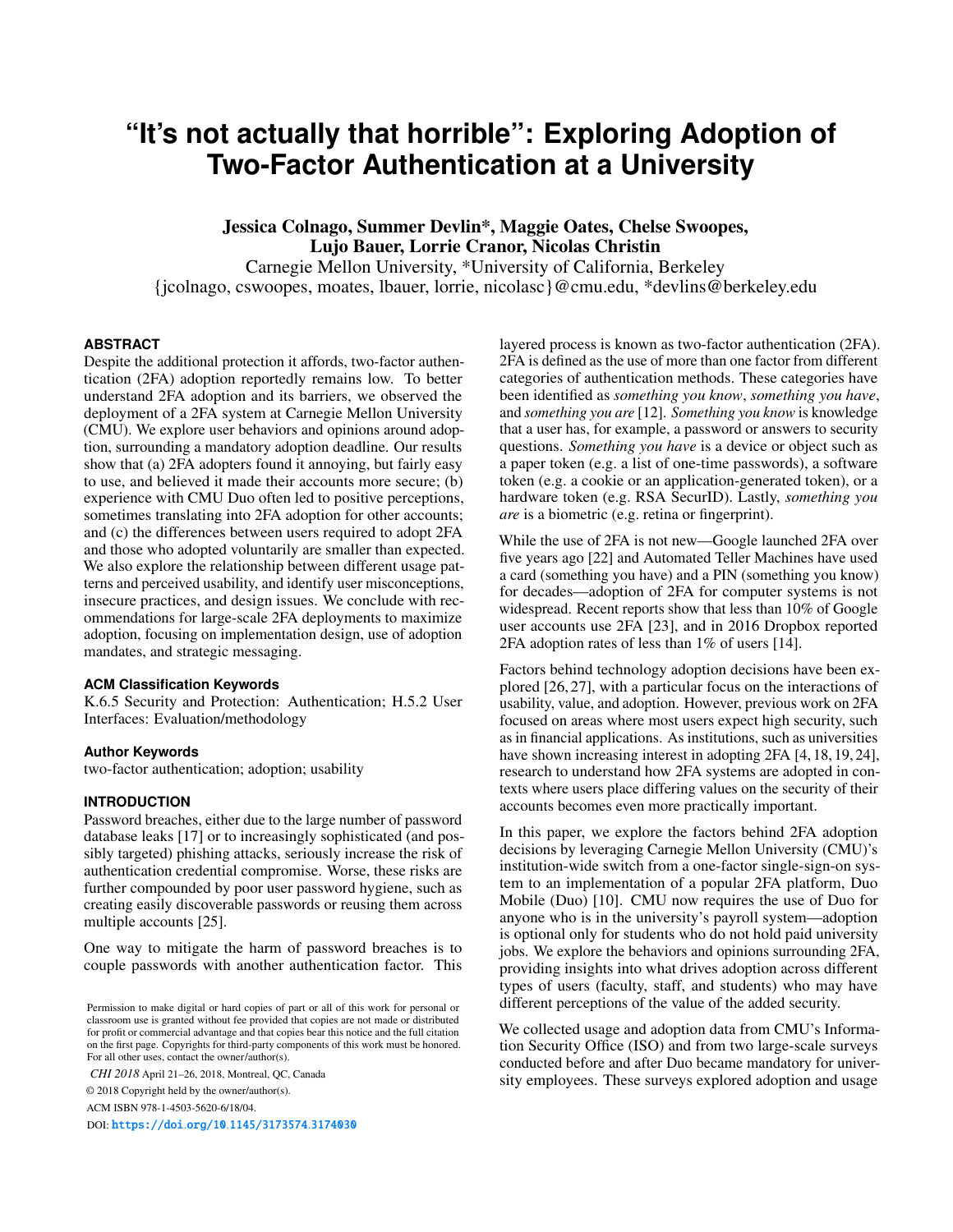# "It's not actually that horrible": Exploring Adoption of Two-Factor Authentication at a University

**Jessica Colnago, Summer Devlin*, Maggie Oates, Chelse Swoopes, Lujo Bauer, Lorrie Cranor, Nicolas Christin**

Carnegie Mellon University, *University of California, Berkeley

{jcolnago, cswoopes, moates, lbauer, lorrie, nicolasc}@cmu.edu, *devlins@berkeley.edu

## ABSTRACT

Despite the additional protection it affords, two-factor authentication (2FA) adoption reportedly remains low. To better understand 2FA adoption and its barriers, we observed the deployment of a 2FA system at Carnegie Mellon University (CMU). We explore user behaviors and opinions around adoption, surrounding a mandatory adoption deadline. Our results show that (a) 2FA adopters found it annoying, but fairly easy to use, and believed it made their accounts more secure; (b) experience with CMU Duo often led to positive perceptions, sometimes translating into 2FA adoption for other accounts; and (c) the differences between users required to adopt 2FA and those who adopted voluntarily are smaller than expected. We also explore the relationship between different usage patterns and perceived usability, and identify user misconceptions, insecure practices, and design issues. We conclude with recommendations for large-scale 2FA deployments to maximize adoption, focusing on implementation design, use of adoption mandates, and strategic messaging.

### ACM Classification Keywords

K.6.5 Security and Protection: Authentication; H.5.2 User Interfaces: Evaluation/methodology

### Author Keywords

two-factor authentication; adoption; usability

## INTRODUCTION

Password breaches, either due to the large number of password database leaks [17] or to increasingly sophisticated (and possibly targeted) phishing attacks, seriously increase the risk of authentication credential compromise. Worse, these risks are further compounded by poor user password hygiene, such as creating easily discoverable passwords or reusing them across multiple accounts [25].

One way to mitigate the harm of password breaches is to couple passwords with another authentication factor. This layered process is known as two-factor authentication (2FA). 2FA is defined as the use of more than one factor from different categories of authentication methods. These categories have been identified as *something you know*, *something you have*, and *something you are* [12]. *Something you know* is knowledge that a user has, for example, a password or answers to security questions. *Something you have* is a device or object such as a paper token (e.g. a list of one-time passwords), a software token (e.g. a cookie or an application-generated token), or a hardware token (e.g. RSA SecurID). Lastly, *something you are* is a biometric (e.g. retina or fingerprint).

While the use of 2FA is not new—Google launched 2FA over five years ago [22] and Automated Teller Machines have used a card (something you have) and a PIN (something you know) for decades—adoption of 2FA for computer systems is not widespread. Recent reports show that less than 10% of Google user accounts use 2FA [23], and in 2016 Dropbox reported 2FA adoption rates of less than 1% of users [14].

Factors behind technology adoption decisions have been explored [26, 27], with a particular focus on the interactions of usability, value, and adoption. However, previous work on 2FA focused on areas where most users expect high security, such as in financial applications. As institutions, such as universities have shown increasing interest in adopting 2FA [4, 18, 19, 24], research to understand how 2FA systems are adopted in contexts where users place differing values on the security of their accounts becomes even more practically important.

In this paper, we explore the factors behind 2FA adoption decisions by leveraging Carnegie Mellon University (CMU)'s institution-wide switch from a one-factor single-sign-on system to an implementation of a popular 2FA platform, Duo Mobile (Duo) [10]. CMU now requires the use of Duo for anyone who is in the university's payroll system—adoption is optional only for students who do not hold paid university jobs. We explore the behaviors and opinions surrounding 2FA, providing insights into what drives adoption across different types of users (faculty, staff, and students) who may have different perceptions of the value of the added security.

We collected usage and adoption data from CMU's Information Security Office (ISO) and from two large-scale surveys conducted before and after Duo became mandatory for university employees. These surveys explored adoption and usage

Permission to make digital or hard copies of part or all of this work for personal or classroom use is granted without fee provided that copies are not made or distributed for profit or commercial advantage and that copies bear this notice and the full citation on the first page. Copyrights for third-party components of this work must be honored. For all other uses, contact the owner/author(s).

*CHI 2018* April 21–26, 2018, Montreal, QC, Canada

© 2018 Copyright held by the owner/author(s).

ACM ISBN 978-1-4503-5620-6/18/04.

DOI: https://doi.org/10.1145/3173574.3174030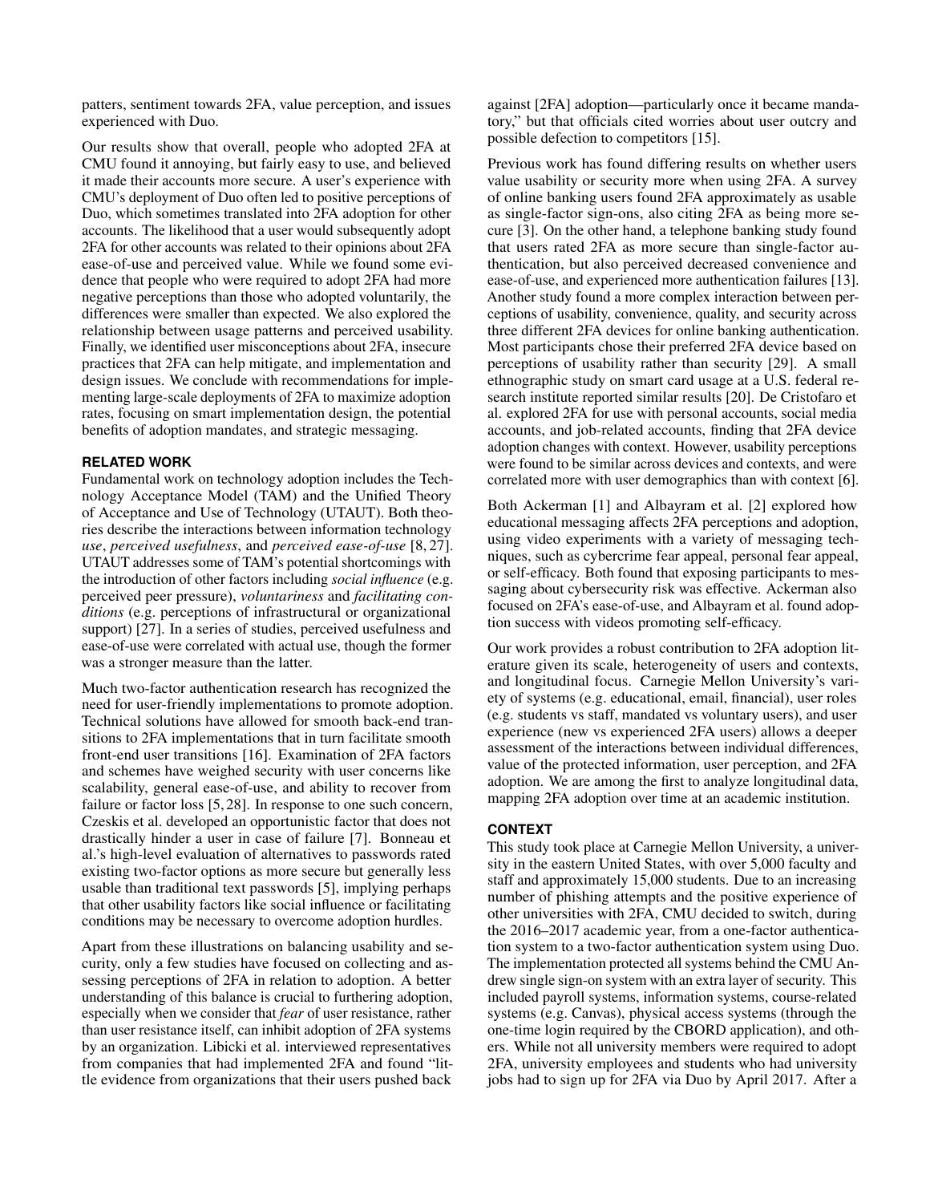patters, sentiment towards 2FA, value perception, and issues experienced with Duo.

Our results show that overall, people who adopted 2FA at CMU found it annoying, but fairly easy to use, and believed it made their accounts more secure. A user's experience with CMU's deployment of Duo often led to positive perceptions of Duo, which sometimes translated into 2FA adoption for other accounts. The likelihood that a user would subsequently adopt 2FA for other accounts was related to their opinions about 2FA ease-of-use and perceived value. While we found some evidence that people who were required to adopt 2FA had more negative perceptions than those who adopted voluntarily, the differences were smaller than expected. We also explored the relationship between usage patterns and perceived usability. Finally, we identified user misconceptions about 2FA, insecure practices that 2FA can help mitigate, and implementation and design issues. We conclude with recommendations for implementing large-scale deployments of 2FA to maximize adoption rates, focusing on smart implementation design, the potential benefits of adoption mandates, and strategic messaging.

## RELATED WORK

Fundamental work on technology adoption includes the Technology Acceptance Model (TAM) and the Unified Theory of Acceptance and Use of Technology (UTAUT). Both theories describe the interactions between information technology *use*, *perceived usefulness*, and *perceived ease-of-use* [8, 27]. UTAUT addresses some of TAM's potential shortcomings with the introduction of other factors including *social influence* (e.g. perceived peer pressure), *voluntariness* and *facilitating conditions* (e.g. perceptions of infrastructural or organizational support) [27]. In a series of studies, perceived usefulness and ease-of-use were correlated with actual use, though the former was a stronger measure than the latter.

Much two-factor authentication research has recognized the need for user-friendly implementations to promote adoption. Technical solutions have allowed for smooth back-end transitions to 2FA implementations that in turn facilitate smooth front-end user transitions [16]. Examination of 2FA factors and schemes have weighed security with user concerns like scalability, general ease-of-use, and ability to recover from failure or factor loss [5, 28]. In response to one such concern, Czeskis et al. developed an opportunistic factor that does not drastically hinder a user in case of failure [7]. Bonneau et al.'s high-level evaluation of alternatives to passwords rated existing two-factor options as more secure but generally less usable than traditional text passwords [5], implying perhaps that other usability factors like social influence or facilitating conditions may be necessary to overcome adoption hurdles.

Apart from these illustrations on balancing usability and security, only a few studies have focused on collecting and assessing perceptions of 2FA in relation to adoption. A better understanding of this balance is crucial to furthering adoption, especially when we consider that *fear* of user resistance, rather than user resistance itself, can inhibit adoption of 2FA systems by an organization. Libicki et al. interviewed representatives from companies that had implemented 2FA and found "little evidence from organizations that their users pushed back against [2FA] adoption—particularly once it became mandatory," but that officials cited worries about user outcry and possible defection to competitors [15].

Previous work has found differing results on whether users value usability or security more when using 2FA. A survey of online banking users found 2FA approximately as usable as single-factor sign-ons, also citing 2FA as being more secure [3]. On the other hand, a telephone banking study found that users rated 2FA as more secure than single-factor authentication, but also perceived decreased convenience and ease-of-use, and experienced more authentication failures [13]. Another study found a more complex interaction between perceptions of usability, convenience, quality, and security across three different 2FA devices for online banking authentication. Most participants chose their preferred 2FA device based on perceptions of usability rather than security [29]. A small ethnographic study on smart card usage at a U.S. federal research institute reported similar results [20]. De Cristofaro et al. explored 2FA for use with personal accounts, social media accounts, and job-related accounts, finding that 2FA device adoption changes with context. However, usability perceptions were found to be similar across devices and contexts, and were correlated more with user demographics than with context [6].

Both Ackerman [1] and Albayram et al. [2] explored how educational messaging affects 2FA perceptions and adoption, using video experiments with a variety of messaging techniques, such as cybercrime fear appeal, personal fear appeal, or self-efficacy. Both found that exposing participants to messaging about cybersecurity risk was effective. Ackerman also focused on 2FA's ease-of-use, and Albayram et al. found adoption success with videos promoting self-efficacy.

Our work provides a robust contribution to 2FA adoption literature given its scale, heterogeneity of users and contexts, and longitudinal focus. Carnegie Mellon University's variety of systems (e.g. educational, email, financial), user roles (e.g. students vs staff, mandated vs voluntary users), and user experience (new vs experienced 2FA users) allows a deeper assessment of the interactions between individual differences, value of the protected information, user perception, and 2FA adoption. We are among the first to analyze longitudinal data, mapping 2FA adoption over time at an academic institution.

## CONTEXT

This study took place at Carnegie Mellon University, a university in the eastern United States, with over 5,000 faculty and staff and approximately 15,000 students. Due to an increasing number of phishing attempts and the positive experience of other universities with 2FA, CMU decided to switch, during the 2016–2017 academic year, from a one-factor authentication system to a two-factor authentication system using Duo. The implementation protected all systems behind the CMU Andrew single sign-on system with an extra layer of security. This included payroll systems, information systems, course-related systems (e.g. Canvas), physical access systems (through the one-time login required by the CBORD application), and others. While not all university members were required to adopt 2FA, university employees and students who had university jobs had to sign up for 2FA via Duo by April 2017. After a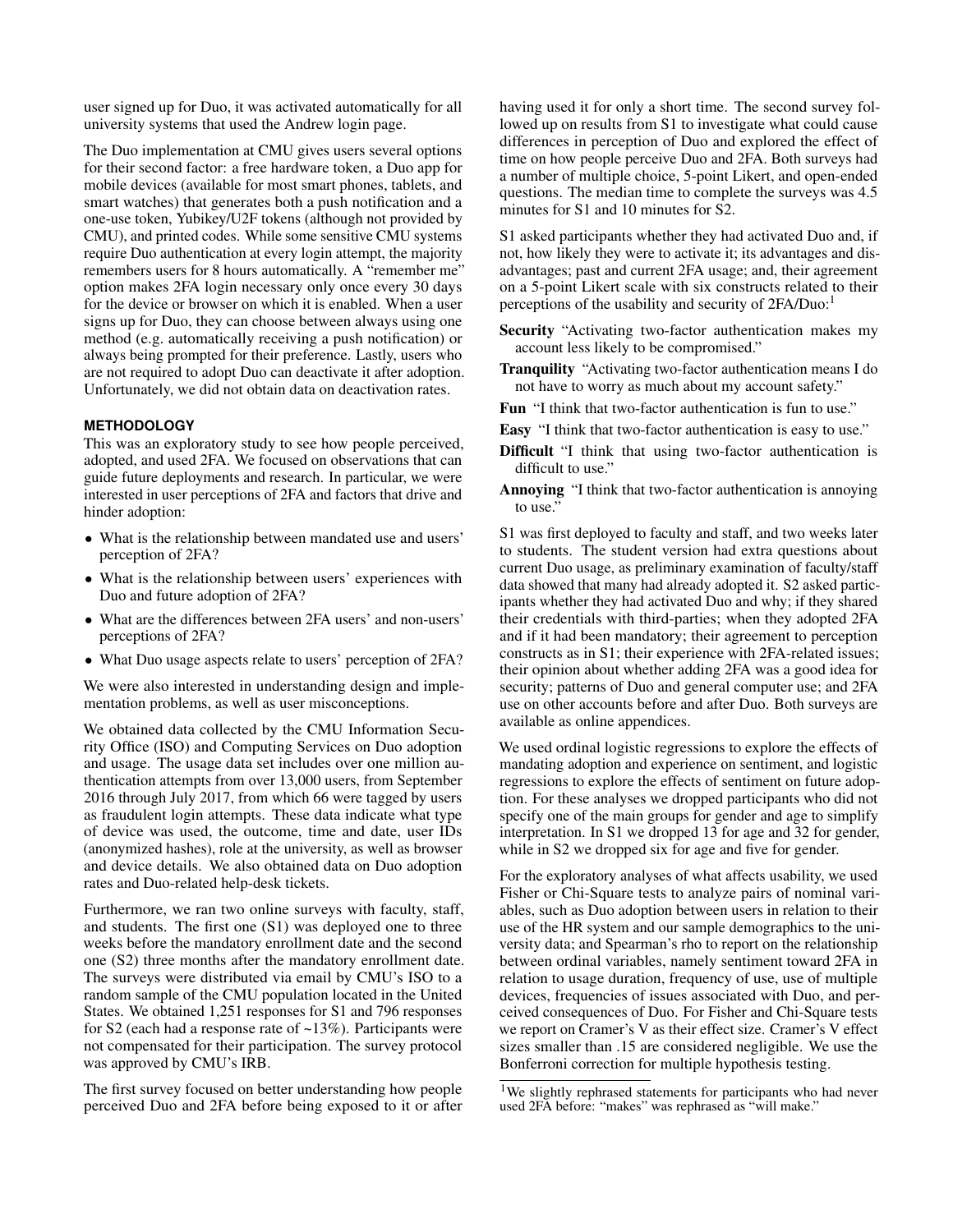user signed up for Duo, it was activated automatically for all university systems that used the Andrew login page.

The Duo implementation at CMU gives users several options for their second factor: a free hardware token, a Duo app for mobile devices (available for most smart phones, tablets, and smart watches) that generates both a push notification and a one-use token, Yubikey/U2F tokens (although not provided by CMU), and printed codes. While some sensitive CMU systems require Duo authentication at every login attempt, the majority remembers users for 8 hours automatically. A "remember me" option makes 2FA login necessary only once every 30 days for the device or browser on which it is enabled. When a user signs up for Duo, they can choose between always using one method (e.g. automatically receiving a push notification) or always being prompted for their preference. Lastly, users who are not required to adopt Duo can deactivate it after adoption. Unfortunately, we did not obtain data on deactivation rates.

## METHODOLOGY

This was an exploratory study to see how people perceived, adopted, and used 2FA. We focused on observations that can guide future deployments and research. In particular, we were interested in user perceptions of 2FA and factors that drive and hinder adoption:

- What is the relationship between mandated use and users' perception of 2FA?
- What is the relationship between users' experiences with Duo and future adoption of 2FA?
- What are the differences between 2FA users' and non-users' perceptions of 2FA?
- What Duo usage aspects relate to users' perception of 2FA?

We were also interested in understanding design and implementation problems, as well as user misconceptions.

We obtained data collected by the CMU Information Security Office (ISO) and Computing Services on Duo adoption and usage. The usage data set includes over one million authentication attempts from over 13,000 users, from September 2016 through July 2017, from which 66 were tagged by users as fraudulent login attempts. These data indicate what type of device was used, the outcome, time and date, user IDs (anonymized hashes), role at the university, as well as browser and device details. We also obtained data on Duo adoption rates and Duo-related help-desk tickets.

Furthermore, we ran two online surveys with faculty, staff, and students. The first one (S1) was deployed one to three weeks before the mandatory enrollment date and the second one (S2) three months after the mandatory enrollment date. The surveys were distributed via email by CMU's ISO to a random sample of the CMU population located in the United States. We obtained 1,251 responses for S1 and 796 responses for S2 (each had a response rate of ~13%). Participants were not compensated for their participation. The survey protocol was approved by CMU's IRB.

The first survey focused on better understanding how people perceived Duo and 2FA before being exposed to it or after having used it for only a short time. The second survey followed up on results from S1 to investigate what could cause differences in perception of Duo and explored the effect of time on how people perceive Duo and 2FA. Both surveys had a number of multiple choice, 5-point Likert, and open-ended questions. The median time to complete the surveys was 4.5 minutes for S1 and 10 minutes for S2.

S1 asked participants whether they had activated Duo and, if not, how likely they were to activate it; its advantages and disadvantages; past and current 2FA usage; and, their agreement on a 5-point Likert scale with six constructs related to their perceptions of the usability and security of 2FA/Duo:[1]

**Security** "Activating two-factor authentication makes my account less likely to be compromised."

**Tranquility** "Activating two-factor authentication means I do not have to worry as much about my account safety."

**Fun** "I think that two-factor authentication is fun to use."

**Easy** "I think that two-factor authentication is easy to use."

**Difficult** "I think that using two-factor authentication is difficult to use."

**Annoying** "I think that two-factor authentication is annoying to use."

S1 was first deployed to faculty and staff, and two weeks later to students. The student version had extra questions about current Duo usage, as preliminary examination of faculty/staff data showed that many had already adopted it. S2 asked participants whether they had activated Duo and why; if they shared their credentials with third-parties; when they adopted 2FA and if it had been mandatory; their agreement to perception constructs as in S1; their experience with 2FA-related issues; their opinion about whether adding 2FA was a good idea for security; patterns of Duo and general computer use; and 2FA use on other accounts before and after Duo. Both surveys are available as online appendices.

We used ordinal logistic regressions to explore the effects of mandating adoption and experience on sentiment, and logistic regressions to explore the effects of sentiment on future adoption. For these analyses we dropped participants who did not specify one of the main groups for gender and age to simplify interpretation. In S1 we dropped 13 for age and 32 for gender, while in S2 we dropped six for age and five for gender.

For the exploratory analyses of what affects usability, we used Fisher or Chi-Square tests to analyze pairs of nominal variables, such as Duo adoption between users in relation to their use of the HR system and our sample demographics to the university data; and Spearman's rho to report on the relationship between ordinal variables, namely sentiment toward 2FA in relation to usage duration, frequency of use, use of multiple devices, frequencies of issues associated with Duo, and perceived consequences of Duo. For Fisher and Chi-Square tests we report on Cramer's V as their effect size. Cramer's V effect sizes smaller than .15 are considered negligible. We use the Bonferroni correction for multiple hypothesis testing.

[1] We slightly rephrased statements for participants who had never used 2FA before: "makes" was rephrased as "will make."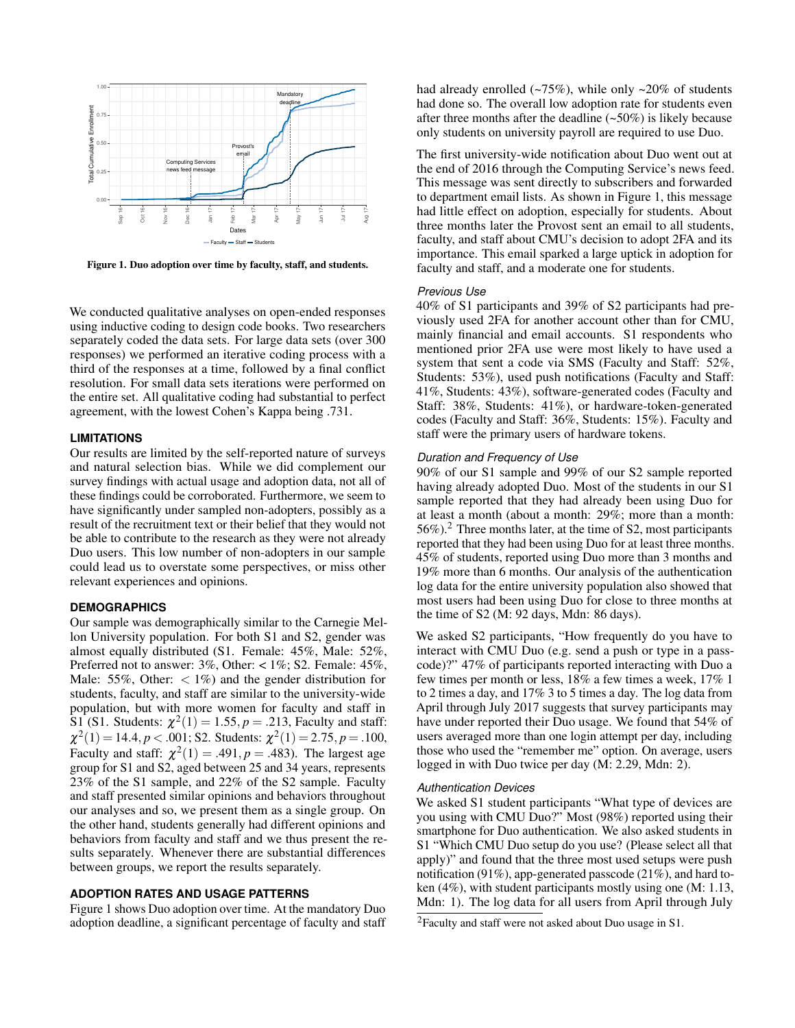Figure 1. Duo adoption over time by faculty, staff, and students.

We conducted qualitative analyses on open-ended responses using inductive coding to design code books. Two researchers separately coded the data sets. For large data sets (over 300 responses) we performed an iterative coding process with a third of the responses at a time, followed by a final conflict resolution. For small data sets iterations were performed on the entire set. All qualitative coding had substantial to perfect agreement, with the lowest Cohen's Kappa being .731.

## LIMITATIONS

Our results are limited by the self-reported nature of surveys and natural selection bias. While we did complement our survey findings with actual usage and adoption data, not all of these findings could be corroborated. Furthermore, we seem to have significantly under sampled non-adopters, possibly as a result of the recruitment text or their belief that they would not be able to contribute to the research as they were not already Duo users. This low number of non-adopters in our sample could lead us to overstate some perspectives, or miss other relevant experiences and opinions.

## DEMOGRAPHICS

Our sample was demographically similar to the Carnegie Mellon University population. For both S1 and S2, gender was almost equally distributed (S1. Female: 45%, Male: 52%, Preferred not to answer: 3%, Other: < 1%; S2. Female: 45%, Male: 55%, Other: < 1%) and the gender distribution for students, faculty, and staff are similar to the university-wide population, but with more women for faculty and staff in S1 (S1. Students: $\chi^2(1) = 1.55, p = .213$, Faculty and staff: $\chi^2(1) = 14.4, p < .001$; S2. Students: $\chi^2(1) = 2.75, p = .100$, Faculty and staff: $\chi^2(1) = .491, p = .483$). The largest age group for S1 and S2, aged between 25 and 34 years, represents 23% of the S1 sample, and 22% of the S2 sample. Faculty and staff presented similar opinions and behaviors throughout our analyses and so, we present them as a single group. On the other hand, students generally had different opinions and behaviors from faculty and staff and we thus present the results separately. Whenever there are substantial differences between groups, we report the results separately.

## ADOPTION RATES AND USAGE PATTERNS

Figure 1 shows Duo adoption over time. At the mandatory Duo adoption deadline, a significant percentage of faculty and staff had already enrolled (~75%), while only ~20% of students had done so. The overall low adoption rate for students even after three months after the deadline (~50%) is likely because only students on university payroll are required to use Duo.

The first university-wide notification about Duo went out at the end of 2016 through the Computing Service's news feed. This message was sent directly to subscribers and forwarded to department email lists. As shown in Figure 1, this message had little effect on adoption, especially for students. About three months later the Provost sent an email to all students, faculty, and staff about CMU's decision to adopt 2FA and its importance. This email sparked a large uptick in adoption for faculty and staff, and a moderate one for students.

### *Previous Use*

40% of S1 participants and 39% of S2 participants had previously used 2FA for another account other than for CMU, mainly financial and email accounts. S1 respondents who mentioned prior 2FA use were most likely to have used a system that sent a code via SMS (Faculty and Staff: 52%, Students: 53%), used push notifications (Faculty and Staff: 41%, Students: 43%), software-generated codes (Faculty and Staff: 38%, Students: 41%), or hardware-token-generated codes (Faculty and Staff: 36%, Students: 15%). Faculty and staff were the primary users of hardware tokens.

### *Duration and Frequency of Use*

90% of our S1 sample and 99% of our S2 sample reported having already adopted Duo. Most of the students in our S1 sample reported that they had already been using Duo for at least a month (about a month: 29%; more than a month: 56%).[2] Three months later, at the time of S2, most participants reported that they had been using Duo for at least three months. 45% of students, reported using Duo more than 3 months and 19% more than 6 months. Our analysis of the authentication log data for the entire university population also showed that most users had been using Duo for close to three months at the time of S2 (M: 92 days, Mdn: 86 days).

We asked S2 participants, "How frequently do you have to interact with CMU Duo (e.g. send a push or type in a passcode)?" 47% of participants reported interacting with Duo a few times per month or less, 18% a few times a week, 17% 1 to 2 times a day, and 17% 3 to 5 times a day. The log data from April through July 2017 suggests that survey participants may have under reported their Duo usage. We found that 54% of users averaged more than one login attempt per day, including those who used the "remember me" option. On average, users logged in with Duo twice per day (M: 2.29, Mdn: 2).

### *Authentication Devices*

We asked S1 student participants "What type of devices are you using with CMU Duo?" Most (98%) reported using their smartphone for Duo authentication. We also asked students in S1 "Which CMU Duo setup do you use? (Please select all that apply)" and found that the three most used setups were push notification (91%), app-generated passcode (21%), and hard token (4%), with student participants mostly using one (M: 1.13, Mdn: 1). The log data for all users from April through July

[2]Faculty and staff were not asked about Duo usage in S1.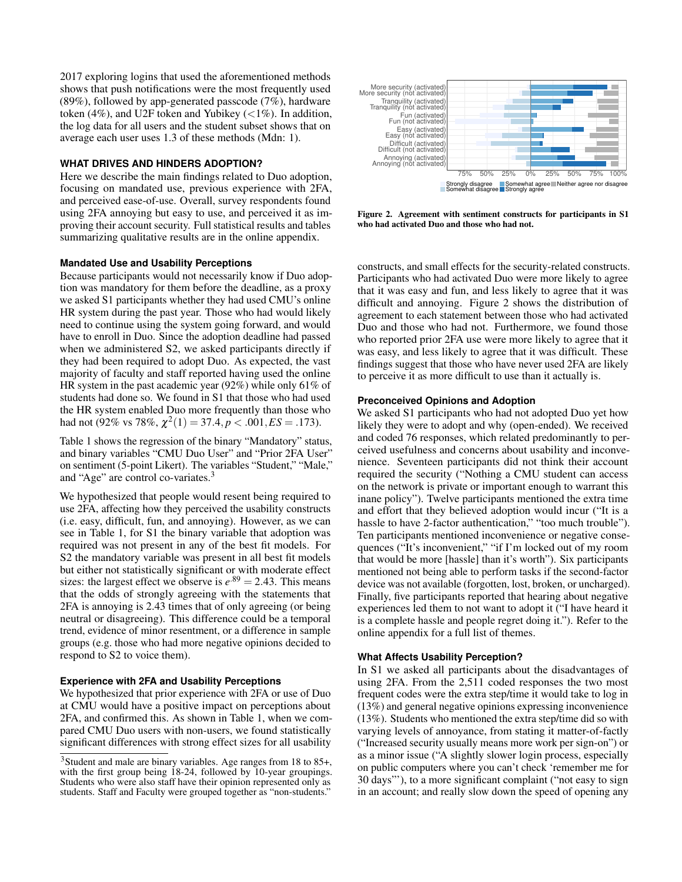2017 exploring logins that used the aforementioned methods shows that push notifications were the most frequently used (89%), followed by app-generated passcode (7%), hardware token (4%), and U2F token and Yubikey (<1%). In addition, the log data for all users and the student subset shows that on average each user uses 1.3 of these methods (Mdn: 1).

## WHAT DRIVES AND HINDERS ADOPTION?

Here we describe the main findings related to Duo adoption, focusing on mandated use, previous experience with 2FA, and perceived ease-of-use. Overall, survey respondents found using 2FA annoying but easy to use, and perceived it as improving their account security. Full statistical results and tables summarizing qualitative results are in the online appendix.

### Mandated Use and Usability Perceptions

Because participants would not necessarily know if Duo adoption was mandatory for them before the deadline, as a proxy we asked S1 participants whether they had used CMU's online HR system during the past year. Those who had would likely need to continue using the system going forward, and would have to enroll in Duo. Since the adoption deadline had passed when we administered S2, we asked participants directly if they had been required to adopt Duo. As expected, the vast majority of faculty and staff reported having used the online HR system in the past academic year (92%) while only 61% of students had done so. We found in S1 that those who had used the HR system enabled Duo more frequently than those who had not (92% vs 78%, $\chi^2(1) = 37.4, p < .001, ES = .173$).

Table 1 shows the regression of the binary "Mandatory" status, and binary variables "CMU Duo User" and "Prior 2FA User" on sentiment (5-point Likert). The variables "Student," "Male," and "Age" are control co-variates.[3]

We hypothesized that people would resent being required to use 2FA, affecting how they perceived the usability constructs (i.e. easy, difficult, fun, and annoying). However, as we can see in Table 1, for S1 the binary variable that adoption was required was not present in any of the best fit models. For S2 the mandatory variable was present in all best fit models but either not statistically significant or with moderate effect sizes: the largest effect we observe is $e^{.89} = 2.43$. This means that the odds of strongly agreeing with the statements that 2FA is annoying is 2.43 times that of only agreeing (or being neutral or disagreeing). This difference could be a temporal trend, evidence of minor resentment, or a difference in sample groups (e.g. those who had more negative opinions decided to respond to S2 to voice them).

### Experience with 2FA and Usability Perceptions

We hypothesized that prior experience with 2FA or use of Duo at CMU would have a positive impact on perceptions about 2FA, and confirmed this. As shown in Table 1, when we compared CMU Duo users with non-users, we found statistically significant differences with strong effect sizes for all usability constructs, and small effects for the security-related constructs. Participants who had activated Duo were more likely to agree that it was easy and fun, and less likely to agree that it was difficult and annoying. Figure 2 shows the distribution of agreement to each statement between those who had activated Duo and those who had not. Furthermore, we found those who reported prior 2FA use were more likely to agree that it was easy, and less likely to agree that it was difficult. These findings suggest that those who have never used 2FA are likely to perceive it as more difficult to use than it actually is.

[3] Student and male are binary variables. Age ranges from 18 to 85+, with the first group being 18-24, followed by 10-year groupings. Students who were also staff have their opinion represented only as students. Staff and Faculty were grouped together as "non-students."

Figure 2. Agreement with sentiment constructs for participants in S1 who had activated Duo and those who had not.

### Preconceived Opinions and Adoption

We asked S1 participants who had not adopted Duo yet how likely they were to adopt and why (open-ended). We received and coded 76 responses, which related predominantly to perceived usefulness and concerns about usability and inconvenience. Seventeen participants did not think their account required the security ("Nothing a CMU student can access on the network is private or important enough to warrant this inane policy"). Twelve participants mentioned the extra time and effort that they believed adoption would incur ("It is a hassle to have 2-factor authentication," "too much trouble"). Ten participants mentioned inconvenience or negative consequences ("It's inconvenient," "if I'm locked out of my room that would be more [hassle] than it's worth"). Six participants mentioned not being able to perform tasks if the second-factor device was not available (forgotten, lost, broken, or uncharged). Finally, five participants reported that hearing about negative experiences led them to not want to adopt it ("I have heard it is a complete hassle and people regret doing it."). Refer to the online appendix for a full list of themes.

### What Affects Usability Perception?

In S1 we asked all participants about the disadvantages of using 2FA. From the 2,511 coded responses the two most frequent codes were the extra step/time it would take to log in (13%) and general negative opinions expressing inconvenience (13%). Students who mentioned the extra step/time did so with varying levels of annoyance, from stating it matter-of-factly ("Increased security usually means more work per sign-on") or as a minor issue ("A slightly slower login process, especially on public computers where you can't check 'remember me for 30 days'"), to a more significant complaint ("not easy to sign in an account; and really slow down the speed of opening any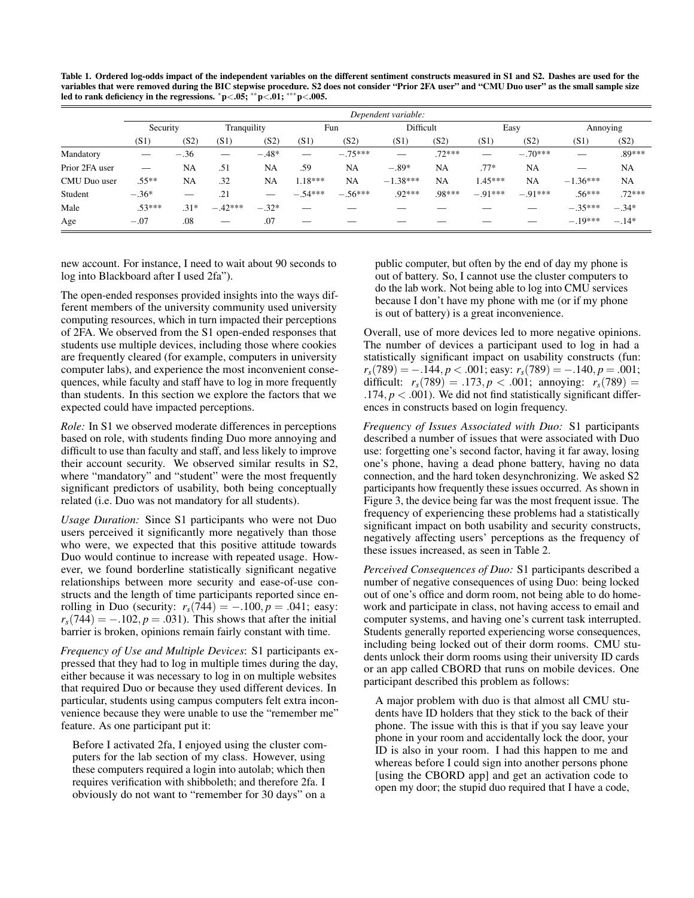**Table 1. Ordered log-odds impact of the independent variables on the different sentiment constructs measured in S1 and S2. Dashes are used for the variables that were removed during the BIC stepwise procedure. S2 does not consider "Prior 2FA user" and "CMU Duo user" as the small sample size led to rank deficiency in the regressions.** $^{*}$**p<.05;** $^{**}$**p<.01;** $^{***}$**p<.005.**

| | *Dependent variable:* | | | | | | | | | | | |
|---|---|---|---|---|---|---|---|---|---|---|---|---|
| | Security | | Tranquility | | Fun | | Difficult | | Easy | | Annoying | |
| | (S1) | (S2) | (S1) | (S2) | (S1) | (S2) | (S1) | (S2) | (S1) | (S2) | (S1) | (S2) |
| Mandatory | — | −.36 | — | −.48* | — | −.75*** | — | .72*** | — | −.70*** | — | .89*** |
| Prior 2FA user | — | NA | .51 | NA | .59 | NA | −.89* | NA | .77* | NA | — | NA |
| CMU Duo user | .55** | NA | .32 | NA | 1.18*** | NA | −1.38*** | NA | 1.45*** | NA | −1.36*** | NA |
| Student | −.36* | — | .21 | — | −.54*** | −.56*** | .92*** | .98*** | −.91*** | −.91*** | .56*** | .72*** |
| Male | .53*** | .31* | −.42*** | −.32* | — | — | — | — | — | — | −.35*** | −.34* |
| Age | −.07 | .08 | — | .07 | — | — | — | — | — | — | −.19*** | −.14* |

new account. For instance, I need to wait about 90 seconds to log into Blackboard after I used 2fa").

The open-ended responses provided insights into the ways different members of the university community used university computing resources, which in turn impacted their perceptions of 2FA. We observed from the S1 open-ended responses that students use multiple devices, including those where cookies are frequently cleared (for example, computers in university computer labs), and experience the most inconvenient consequences, while faculty and staff have to log in more frequently than students. In this section we explore the factors that we expected could have impacted perceptions.

*Role:* In S1 we observed moderate differences in perceptions based on role, with students finding Duo more annoying and difficult to use than faculty and staff, and less likely to improve their account security. We observed similar results in S2, where "mandatory" and "student" were the most frequently significant predictors of usability, both being conceptually related (i.e. Duo was not mandatory for all students).

*Usage Duration:* Since S1 participants who were not Duo users perceived it significantly more negatively than those who were, we expected that this positive attitude towards Duo would continue to increase with repeated usage. However, we found borderline statistically significant negative relationships between more security and ease-of-use constructs and the length of time participants reported since enrolling in Duo (security: $r_s(744) = -.100, p = .041$; easy: $r_s(744) = -.102, p = .031$). This shows that after the initial barrier is broken, opinions remain fairly constant with time.

*Frequency of Use and Multiple Devices*: S1 participants expressed that they had to log in multiple times during the day, either because it was necessary to log in on multiple websites that required Duo or because they used different devices. In particular, students using campus computers felt extra inconvenience because they were unable to use the "remember me" feature. As one participant put it:

> Before I activated 2fa, I enjoyed using the cluster computers for the lab section of my class. However, using these computers required a login into autolab; which then requires verification with shibboleth; and therefore 2fa. I obviously do not want to "remember for 30 days" on a public computer, but often by the end of day my phone is out of battery. So, I cannot use the cluster computers to do the lab work. Not being able to log into CMU services because I don't have my phone with me (or if my phone is out of battery) is a great inconvenience.

Overall, use of more devices led to more negative opinions. The number of devices a participant used to log in had a statistically significant impact on usability constructs (fun: $r_s(789) = -.144, p < .001$; easy: $r_s(789) = -.140, p = .001$; difficult: $r_s(789) = .173, p < .001$; annoying: $r_s(789) = .174, p < .001$). We did not find statistically significant differences in constructs based on login frequency.

*Frequency of Issues Associated with Duo:* S1 participants described a number of issues that were associated with Duo use: forgetting one's second factor, having it far away, losing one's phone, having a dead phone battery, having no data connection, and the hard token desynchronizing. We asked S2 participants how frequently these issues occurred. As shown in Figure 3, the device being far was the most frequent issue. The frequency of experiencing these problems had a statistically significant impact on both usability and security constructs, negatively affecting users' perceptions as the frequency of these issues increased, as seen in Table 2.

*Perceived Consequences of Duo:* S1 participants described a number of negative consequences of using Duo: being locked out of one's office and dorm room, not being able to do homework and participate in class, not having access to email and computer systems, and having one's current task interrupted. Students generally reported experiencing worse consequences, including being locked out of their dorm rooms. CMU students unlock their dorm rooms using their university ID cards or an app called CBORD that runs on mobile devices. One participant described this problem as follows:

> A major problem with duo is that almost all CMU students have ID holders that they stick to the back of their phone. The issue with this is that if you say leave your phone in your room and accidentally lock the door, your ID is also in your room. I had this happen to me and whereas before I could sign into another persons phone [using the CBORD app] and get an activation code to open my door; the stupid duo required that I have a code,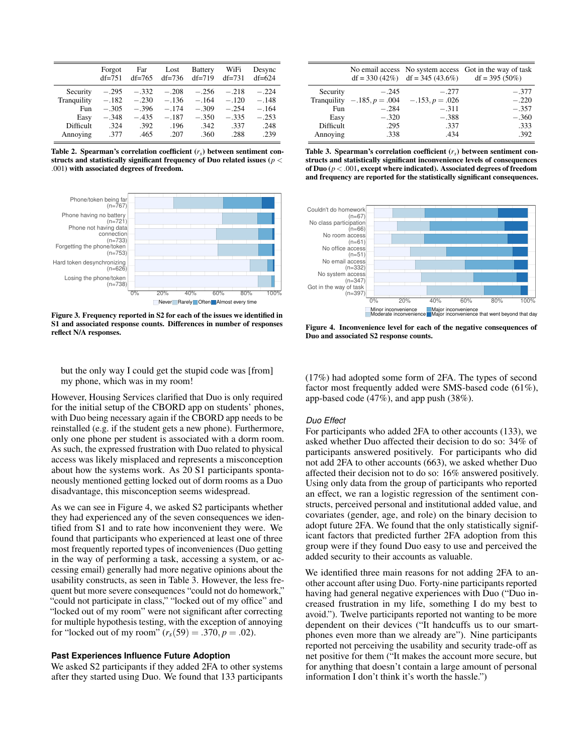|  | Forgot df=751 | Far df=765 | Lost df=736 | Battery df=719 | WiFi df=731 | Desync df=624 |
|---|---|---|---|---|---|---|
| Security | −.295 | −.332 | −.208 | −.256 | −.218 | −.224 |
| Tranquility | −.182 | −.230 | −.136 | −.164 | −.120 | −.148 |
| Fun | −.305 | −.396 | −.174 | −.309 | −.254 | −.164 |
| Easy | −.348 | −.435 | −.187 | −.350 | −.335 | −.253 |
| Difficult | .324 | .392 | .196 | .342 | .337 | .248 |
| Annoying | .377 | .465 | .207 | .360 | .288 | .239 |

**Table 2. Spearman's correlation coefficient ($r_s$) between sentiment constructs and statistically significant frequency of Duo related issues ($p < .001$) with associated degrees of freedom.**

**Figure 3. Frequency reported in S2 for each of the issues we identified in S1 and associated response counts. Differences in number of responses reflect N/A responses.**

but the only way I could get the stupid code was [from] my phone, which was in my room!

However, Housing Services clarified that Duo is only required for the initial setup of the CBORD app on students' phones, with Duo being necessary again if the CBORD app needs to be reinstalled (e.g. if the student gets a new phone). Furthermore, only one phone per student is associated with a dorm room. As such, the expressed frustration with Duo related to physical access was likely misplaced and represents a misconception about how the systems work. As 20 S1 participants spontaneously mentioned getting locked out of dorm rooms as a Duo disadvantage, this misconception seems widespread.

As we can see in Figure 4, we asked S2 participants whether they had experienced any of the seven consequences we identified from S1 and to rate how inconvenient they were. We found that participants who experienced at least one of three most frequently reported types of inconveniences (Duo getting in the way of performing a task, accessing a system, or accessing email) generally had more negative opinions about the usability constructs, as seen in Table 3. However, the less frequent but more severe consequences "could not do homework," "could not participate in class," "locked out of my office" and "locked out of my room" were not significant after correcting for multiple hypothesis testing, with the exception of annoying for "locked out of my room" ($r_s(59) = .370, p = .02$).

### Past Experiences Influence Future Adoption

We asked S2 participants if they added 2FA to other systems after they started using Duo. We found that 133 participants (17%) had adopted some form of 2FA. The types of second factor most frequently added were SMS-based code (61%), app-based code (47%), and app push (38%).

|  | No email access df = 330 (42%) | No system access df = 345 (43.6%) | Got in the way of task df = 395 (50%) |
|---|---|---|---|
| Security | −.245 | −.277 | −.377 |
| Tranquility | −.185, $p = .004$ | −.153, $p = .026$ | −.220 |
| Fun | −.284 | −.311 | −.357 |
| Easy | −.320 | −.388 | −.360 |
| Difficult | .295 | .337 | .333 |
| Annoying | .338 | .434 | .392 |

**Table 3. Spearman's correlation coefficient ($r_s$) between sentiment constructs and statistically significant inconvenience levels of consequences of Duo ($p < .001$, except where indicated). Associated degrees of freedom and frequency are reported for the statistically significant consequences.**

**Figure 4. Inconvenience level for each of the negative consequences of Duo and associated S2 response counts.**

#### *Duo Effect*

For participants who added 2FA to other accounts (133), we asked whether Duo affected their decision to do so: 34% of participants answered positively. For participants who did not add 2FA to other accounts (663), we asked whether Duo affected their decision not to do so: 16% answered positively. Using only data from the group of participants who reported an effect, we ran a logistic regression of the sentiment constructs, perceived personal and institutional added value, and covariates (gender, age, and role) on the binary decision to adopt future 2FA. We found that the only statistically significant factors that predicted further 2FA adoption from this group were if they found Duo easy to use and perceived the added security to their accounts as valuable.

We identified three main reasons for not adding 2FA to another account after using Duo. Forty-nine participants reported having had general negative experiences with Duo ("Duo increased frustration in my life, something I do my best to avoid."). Twelve participants reported not wanting to be more dependent on their devices ("It handcuffs us to our smartphones even more than we already are"). Nine participants reported not perceiving the usability and security trade-off as net positive for them ("It makes the account more secure, but for anything that doesn't contain a large amount of personal information I don't think it's worth the hassle.")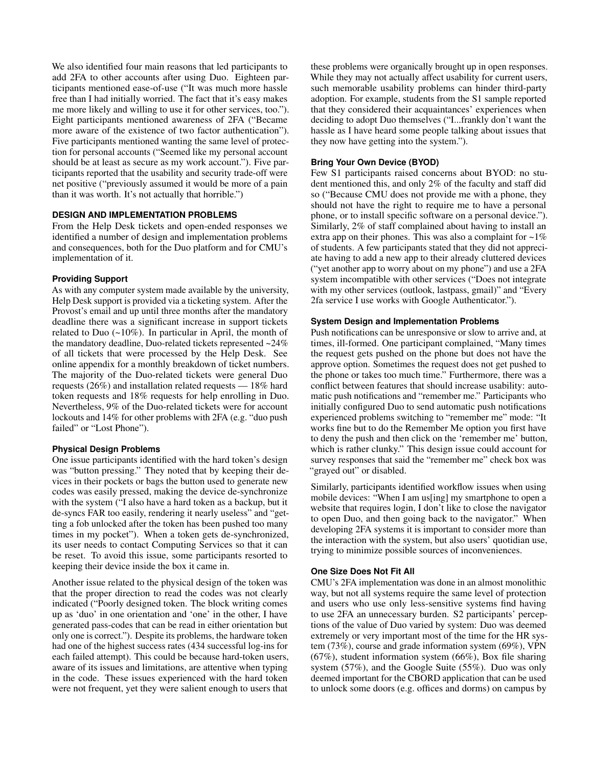We also identified four main reasons that led participants to add 2FA to other accounts after using Duo. Eighteen participants mentioned ease-of-use ("It was much more hassle free than I had initially worried. The fact that it's easy makes me more likely and willing to use it for other services, too."). Eight participants mentioned awareness of 2FA ("Became more aware of the existence of two factor authentication"). Five participants mentioned wanting the same level of protection for personal accounts ("Seemed like my personal account should be at least as secure as my work account."). Five participants reported that the usability and security trade-off were net positive ("previously assumed it would be more of a pain than it was worth. It's not actually that horrible.")

## DESIGN AND IMPLEMENTATION PROBLEMS

From the Help Desk tickets and open-ended responses we identified a number of design and implementation problems and consequences, both for the Duo platform and for CMU's implementation of it.

### Providing Support

As with any computer system made available by the university, Help Desk support is provided via a ticketing system. After the Provost's email and up until three months after the mandatory deadline there was a significant increase in support tickets related to Duo (~10%). In particular in April, the month of the mandatory deadline, Duo-related tickets represented ~24% of all tickets that were processed by the Help Desk. See online appendix for a monthly breakdown of ticket numbers. The majority of the Duo-related tickets were general Duo requests (26%) and installation related requests — 18% hard token requests and 18% requests for help enrolling in Duo. Nevertheless, 9% of the Duo-related tickets were for account lockouts and 14% for other problems with 2FA (e.g. "duo push failed" or "Lost Phone").

### Physical Design Problems

One issue participants identified with the hard token's design was "button pressing." They noted that by keeping their devices in their pockets or bags the button used to generate new codes was easily pressed, making the device de-synchronize with the system ("I also have a hard token as a backup, but it de-syncs FAR too easily, rendering it nearly useless" and "getting a fob unlocked after the token has been pushed too many times in my pocket"). When a token gets de-synchronized, its user needs to contact Computing Services so that it can be reset. To avoid this issue, some participants resorted to keeping their device inside the box it came in.

Another issue related to the physical design of the token was that the proper direction to read the codes was not clearly indicated ("Poorly designed token. The block writing comes up as 'duo' in one orientation and 'one' in the other, I have generated pass-codes that can be read in either orientation but only one is correct."). Despite its problems, the hardware token had one of the highest success rates (434 successful log-ins for each failed attempt). This could be because hard-token users, aware of its issues and limitations, are attentive when typing in the code. These issues experienced with the hard token were not frequent, yet they were salient enough to users that these problems were organically brought up in open responses. While they may not actually affect usability for current users, such memorable usability problems can hinder third-party adoption. For example, students from the S1 sample reported that they considered their acquaintances' experiences when deciding to adopt Duo themselves ("I...frankly don't want the hassle as I have heard some people talking about issues that they now have getting into the system.").

### Bring Your Own Device (BYOD)

Few S1 participants raised concerns about BYOD: no student mentioned this, and only 2% of the faculty and staff did so ("Because CMU does not provide me with a phone, they should not have the right to require me to have a personal phone, or to install specific software on a personal device."). Similarly, 2% of staff complained about having to install an extra app on their phones. This was also a complaint for ~1% of students. A few participants stated that they did not appreciate having to add a new app to their already cluttered devices ("yet another app to worry about on my phone") and use a 2FA system incompatible with other services ("Does not integrate with my other services (outlook, lastpass, gmail)" and "Every 2fa service I use works with Google Authenticator.").

### System Design and Implementation Problems

Push notifications can be unresponsive or slow to arrive and, at times, ill-formed. One participant complained, "Many times the request gets pushed on the phone but does not have the approve option. Sometimes the request does not get pushed to the phone or takes too much time." Furthermore, there was a conflict between features that should increase usability: automatic push notifications and "remember me." Participants who initially configured Duo to send automatic push notifications experienced problems switching to "remember me" mode: "It works fine but to do the Remember Me option you first have to deny the push and then click on the 'remember me' button, which is rather clunky." This design issue could account for survey responses that said the "remember me" check box was "grayed out" or disabled.

Similarly, participants identified workflow issues when using mobile devices: "When I am us[ing] my smartphone to open a website that requires login, I don't like to close the navigator to open Duo, and then going back to the navigator." When developing 2FA systems it is important to consider more than the interaction with the system, but also users' quotidian use, trying to minimize possible sources of inconveniences.

### One Size Does Not Fit All

CMU's 2FA implementation was done in an almost monolithic way, but not all systems require the same level of protection and users who use only less-sensitive systems find having to use 2FA an unnecessary burden. S2 participants' perceptions of the value of Duo varied by system: Duo was deemed extremely or very important most of the time for the HR system (73%), course and grade information system (69%), VPN (67%), student information system (66%), Box file sharing system (57%), and the Google Suite (55%). Duo was only deemed important for the CBORD application that can be used to unlock some doors (e.g. offices and dorms) on campus by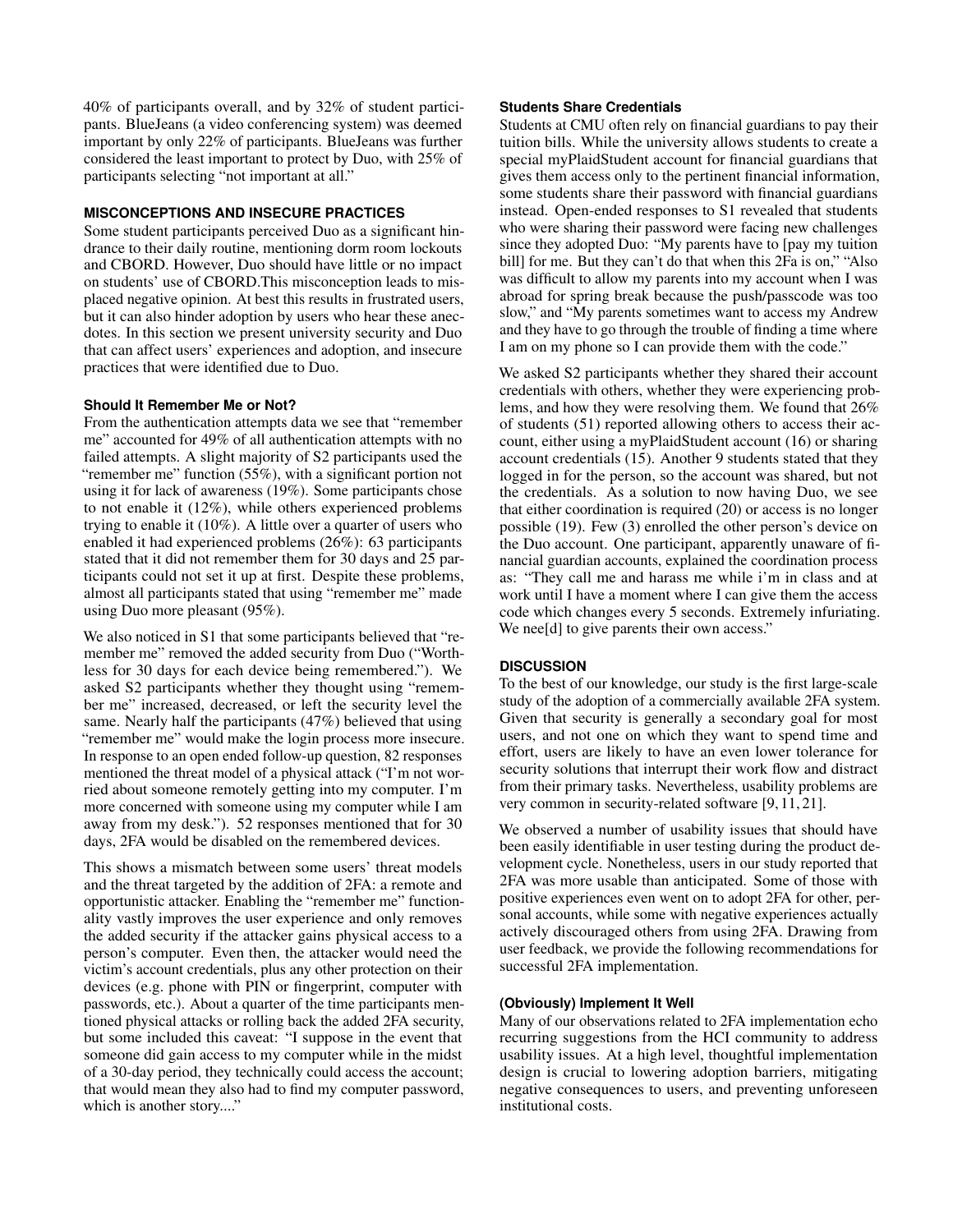40% of participants overall, and by 32% of student participants. BlueJeans (a video conferencing system) was deemed important by only 22% of participants. BlueJeans was further considered the least important to protect by Duo, with 25% of participants selecting "not important at all."

## MISCONCEPTIONS AND INSECURE PRACTICES

Some student participants perceived Duo as a significant hindrance to their daily routine, mentioning dorm room lockouts and CBORD. However, Duo should have little or no impact on students' use of CBORD.This misconception leads to misplaced negative opinion. At best this results in frustrated users, but it can also hinder adoption by users who hear these anecdotes. In this section we present university security and Duo that can affect users' experiences and adoption, and insecure practices that were identified due to Duo.

### Should It Remember Me or Not?

From the authentication attempts data we see that "remember me" accounted for 49% of all authentication attempts with no failed attempts. A slight majority of S2 participants used the "remember me" function (55%), with a significant portion not using it for lack of awareness (19%). Some participants chose to not enable it (12%), while others experienced problems trying to enable it (10%). A little over a quarter of users who enabled it had experienced problems (26%): 63 participants stated that it did not remember them for 30 days and 25 participants could not set it up at first. Despite these problems, almost all participants stated that using "remember me" made using Duo more pleasant (95%).

We also noticed in S1 that some participants believed that "remember me" removed the added security from Duo ("Worthless for 30 days for each device being remembered."). We asked S2 participants whether they thought using "remember me" increased, decreased, or left the security level the same. Nearly half the participants (47%) believed that using "remember me" would make the login process more insecure. In response to an open ended follow-up question, 82 responses mentioned the threat model of a physical attack ("I'm not worried about someone remotely getting into my computer. I'm more concerned with someone using my computer while I am away from my desk."). 52 responses mentioned that for 30 days, 2FA would be disabled on the remembered devices.

This shows a mismatch between some users' threat models and the threat targeted by the addition of 2FA: a remote and opportunistic attacker. Enabling the "remember me" functionality vastly improves the user experience and only removes the added security if the attacker gains physical access to a person's computer. Even then, the attacker would need the victim's account credentials, plus any other protection on their devices (e.g. phone with PIN or fingerprint, computer with passwords, etc.). About a quarter of the time participants mentioned physical attacks or rolling back the added 2FA security, but some included this caveat: "I suppose in the event that someone did gain access to my computer while in the midst of a 30-day period, they technically could access the account; that would mean they also had to find my computer password, which is another story...."

### Students Share Credentials

Students at CMU often rely on financial guardians to pay their tuition bills. While the university allows students to create a special myPlaidStudent account for financial guardians that gives them access only to the pertinent financial information, some students share their password with financial guardians instead. Open-ended responses to S1 revealed that students who were sharing their password were facing new challenges since they adopted Duo: "My parents have to [pay my tuition bill] for me. But they can't do that when this 2Fa is on," "Also was difficult to allow my parents into my account when I was abroad for spring break because the push/passcode was too slow," and "My parents sometimes want to access my Andrew and they have to go through the trouble of finding a time where I am on my phone so I can provide them with the code."

We asked S2 participants whether they shared their account credentials with others, whether they were experiencing problems, and how they were resolving them. We found that 26% of students (51) reported allowing others to access their account, either using a myPlaidStudent account (16) or sharing account credentials (15). Another 9 students stated that they logged in for the person, so the account was shared, but not the credentials. As a solution to now having Duo, we see that either coordination is required (20) or access is no longer possible (19). Few (3) enrolled the other person's device on the Duo account. One participant, apparently unaware of financial guardian accounts, explained the coordination process as: "They call me and harass me while i'm in class and at work until I have a moment where I can give them the access code which changes every 5 seconds. Extremely infuriating. We nee[d] to give parents their own access."

## DISCUSSION

To the best of our knowledge, our study is the first large-scale study of the adoption of a commercially available 2FA system. Given that security is generally a secondary goal for most users, and not one on which they want to spend time and effort, users are likely to have an even lower tolerance for security solutions that interrupt their work flow and distract from their primary tasks. Nevertheless, usability problems are very common in security-related software [9, 11, 21].

We observed a number of usability issues that should have been easily identifiable in user testing during the product development cycle. Nonetheless, users in our study reported that 2FA was more usable than anticipated. Some of those with positive experiences even went on to adopt 2FA for other, personal accounts, while some with negative experiences actually actively discouraged others from using 2FA. Drawing from user feedback, we provide the following recommendations for successful 2FA implementation.

### (Obviously) Implement It Well

Many of our observations related to 2FA implementation echo recurring suggestions from the HCI community to address usability issues. At a high level, thoughtful implementation design is crucial to lowering adoption barriers, mitigating negative consequences to users, and preventing unforeseen institutional costs.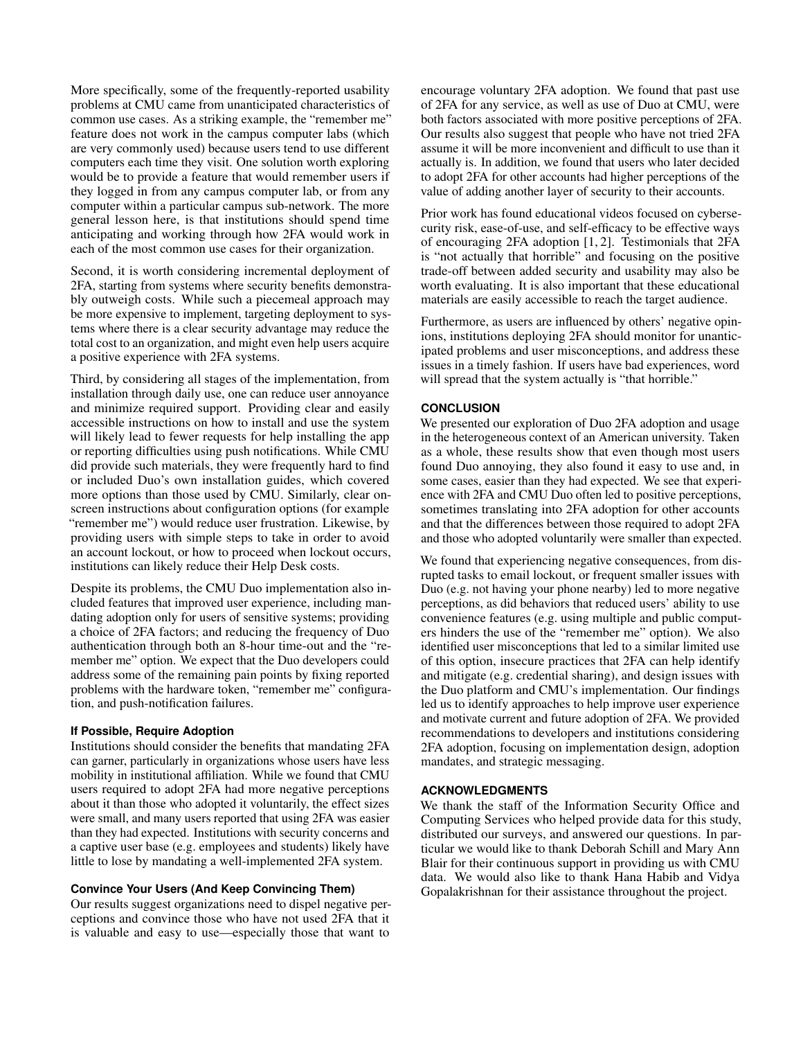More specifically, some of the frequently-reported usability problems at CMU came from unanticipated characteristics of common use cases. As a striking example, the "remember me" feature does not work in the campus computer labs (which are very commonly used) because users tend to use different computers each time they visit. One solution worth exploring would be to provide a feature that would remember users if they logged in from any campus computer lab, or from any computer within a particular campus sub-network. The more general lesson here, is that institutions should spend time anticipating and working through how 2FA would work in each of the most common use cases for their organization.

Second, it is worth considering incremental deployment of 2FA, starting from systems where security benefits demonstrably outweigh costs. While such a piecemeal approach may be more expensive to implement, targeting deployment to systems where there is a clear security advantage may reduce the total cost to an organization, and might even help users acquire a positive experience with 2FA systems.

Third, by considering all stages of the implementation, from installation through daily use, one can reduce user annoyance and minimize required support. Providing clear and easily accessible instructions on how to install and use the system will likely lead to fewer requests for help installing the app or reporting difficulties using push notifications. While CMU did provide such materials, they were frequently hard to find or included Duo's own installation guides, which covered more options than those used by CMU. Similarly, clear on-screen instructions about configuration options (for example "remember me") would reduce user frustration. Likewise, by providing users with simple steps to take in order to avoid an account lockout, or how to proceed when lockout occurs, institutions can likely reduce their Help Desk costs.

Despite its problems, the CMU Duo implementation also included features that improved user experience, including mandating adoption only for users of sensitive systems; providing a choice of 2FA factors; and reducing the frequency of Duo authentication through both an 8-hour time-out and the "remember me" option. We expect that the Duo developers could address some of the remaining pain points by fixing reported problems with the hardware token, "remember me" configuration, and push-notification failures.

#### If Possible, Require Adoption

Institutions should consider the benefits that mandating 2FA can garner, particularly in organizations whose users have less mobility in institutional affiliation. While we found that CMU users required to adopt 2FA had more negative perceptions about it than those who adopted it voluntarily, the effect sizes were small, and many users reported that using 2FA was easier than they had expected. Institutions with security concerns and a captive user base (e.g. employees and students) likely have little to lose by mandating a well-implemented 2FA system.

#### Convince Your Users (And Keep Convincing Them)

Our results suggest organizations need to dispel negative perceptions and convince those who have not used 2FA that it is valuable and easy to use—especially those that want to encourage voluntary 2FA adoption. We found that past use of 2FA for any service, as well as use of Duo at CMU, were both factors associated with more positive perceptions of 2FA. Our results also suggest that people who have not tried 2FA assume it will be more inconvenient and difficult to use than it actually is. In addition, we found that users who later decided to adopt 2FA for other accounts had higher perceptions of the value of adding another layer of security to their accounts.

Prior work has found educational videos focused on cybersecurity risk, ease-of-use, and self-efficacy to be effective ways of encouraging 2FA adoption [1, 2]. Testimonials that 2FA is "not actually that horrible" and focusing on the positive trade-off between added security and usability may also be worth evaluating. It is also important that these educational materials are easily accessible to reach the target audience.

Furthermore, as users are influenced by others' negative opinions, institutions deploying 2FA should monitor for unanticipated problems and user misconceptions, and address these issues in a timely fashion. If users have bad experiences, word will spread that the system actually is "that horrible."

### CONCLUSION

We presented our exploration of Duo 2FA adoption and usage in the heterogeneous context of an American university. Taken as a whole, these results show that even though most users found Duo annoying, they also found it easy to use and, in some cases, easier than they had expected. We see that experience with 2FA and CMU Duo often led to positive perceptions, sometimes translating into 2FA adoption for other accounts and that the differences between those required to adopt 2FA and those who adopted voluntarily were smaller than expected.

We found that experiencing negative consequences, from disrupted tasks to email lockout, or frequent smaller issues with Duo (e.g. not having your phone nearby) led to more negative perceptions, as did behaviors that reduced users' ability to use convenience features (e.g. using multiple and public computers hinders the use of the "remember me" option). We also identified user misconceptions that led to a similar limited use of this option, insecure practices that 2FA can help identify and mitigate (e.g. credential sharing), and design issues with the Duo platform and CMU's implementation. Our findings led us to identify approaches to help improve user experience and motivate current and future adoption of 2FA. We provided recommendations to developers and institutions considering 2FA adoption, focusing on implementation design, adoption mandates, and strategic messaging.

### ACKNOWLEDGMENTS

We thank the staff of the Information Security Office and Computing Services who helped provide data for this study, distributed our surveys, and answered our questions. In particular we would like to thank Deborah Schill and Mary Ann Blair for their continuous support in providing us with CMU data. We would also like to thank Hana Habib and Vidya Gopalakrishnan for their assistance throughout the project.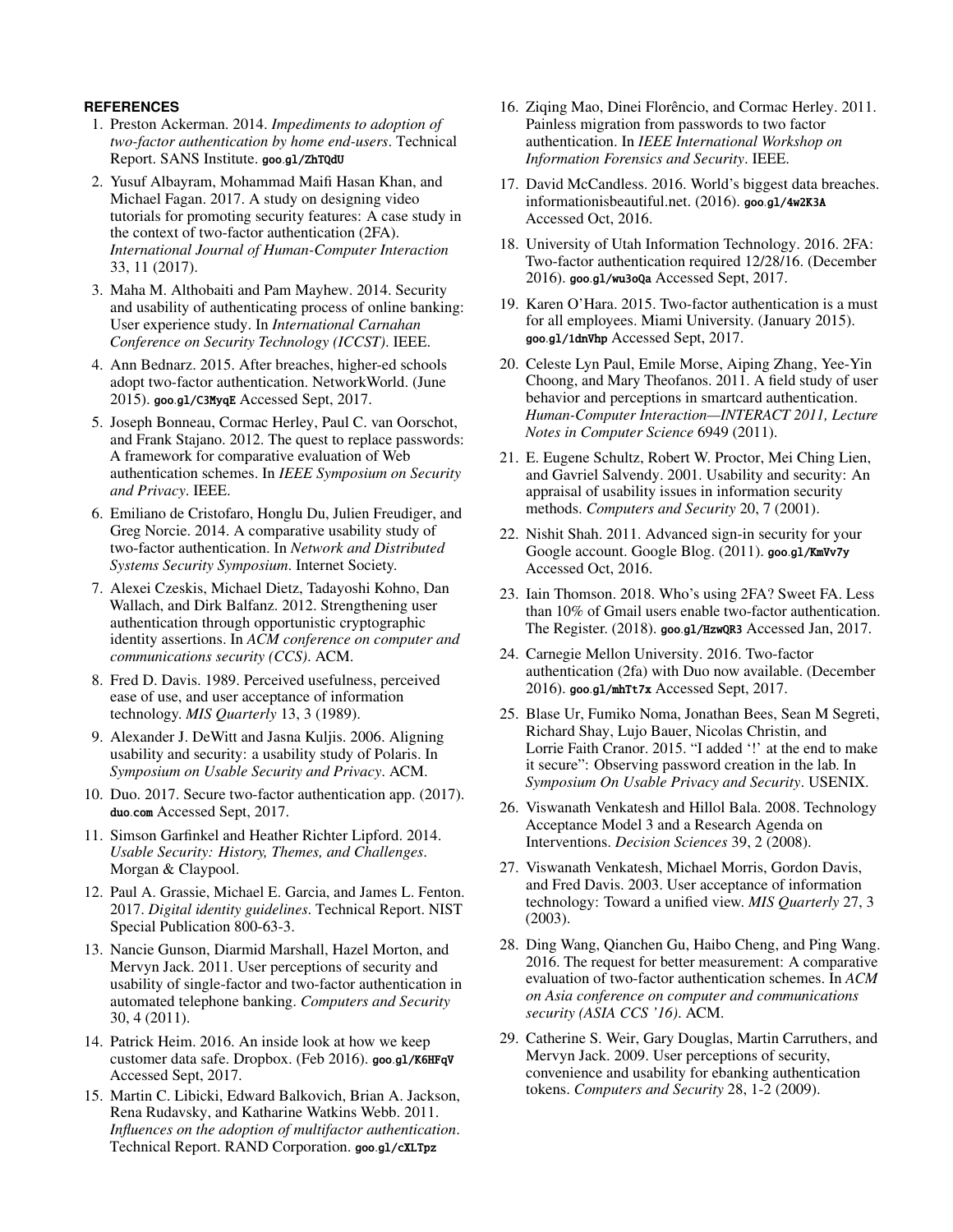## REFERENCES

1. Preston Ackerman. 2014. *Impediments to adoption of two-factor authentication by home end-users*. Technical Report. SANS Institute. goo.gl/ZhTQdU
2. Yusuf Albayram, Mohammad Maifi Hasan Khan, and Michael Fagan. 2017. A study on designing video tutorials for promoting security features: A case study in the context of two-factor authentication (2FA). *International Journal of Human-Computer Interaction* 33, 11 (2017).
3. Maha M. Althobaiti and Pam Mayhew. 2014. Security and usability of authenticating process of online banking: User experience study. In *International Carnahan Conference on Security Technology (ICCST)*. IEEE.
4. Ann Bednarz. 2015. After breaches, higher-ed schools adopt two-factor authentication. NetworkWorld. (June 2015). goo.gl/C3MyqE Accessed Sept, 2017.
5. Joseph Bonneau, Cormac Herley, Paul C. van Oorschot, and Frank Stajano. 2012. The quest to replace passwords: A framework for comparative evaluation of Web authentication schemes. In *IEEE Symposium on Security and Privacy*. IEEE.
6. Emiliano de Cristofaro, Honglu Du, Julien Freudiger, and Greg Norcie. 2014. A comparative usability study of two-factor authentication. In *Network and Distributed Systems Security Symposium*. Internet Society.
7. Alexei Czeskis, Michael Dietz, Tadayoshi Kohno, Dan Wallach, and Dirk Balfanz. 2012. Strengthening user authentication through opportunistic cryptographic identity assertions. In *ACM conference on computer and communications security (CCS)*. ACM.
8. Fred D. Davis. 1989. Perceived usefulness, perceived ease of use, and user acceptance of information technology. *MIS Quarterly* 13, 3 (1989).
9. Alexander J. DeWitt and Jasna Kuljis. 2006. Aligning usability and security: a usability study of Polaris. In *Symposium on Usable Security and Privacy*. ACM.
10. Duo. 2017. Secure two-factor authentication app. (2017). duo.com Accessed Sept, 2017.
11. Simson Garfinkel and Heather Richter Lipford. 2014. *Usable Security: History, Themes, and Challenges*. Morgan & Claypool.
12. Paul A. Grassie, Michael E. Garcia, and James L. Fenton. 2017. *Digital identity guidelines*. Technical Report. NIST Special Publication 800-63-3.
13. Nancie Gunson, Diarmid Marshall, Hazel Morton, and Mervyn Jack. 2011. User perceptions of security and usability of single-factor and two-factor authentication in automated telephone banking. *Computers and Security* 30, 4 (2011).
14. Patrick Heim. 2016. An inside look at how we keep customer data safe. Dropbox. (Feb 2016). goo.gl/K6HFqV Accessed Sept, 2017.
15. Martin C. Libicki, Edward Balkovich, Brian A. Jackson, Rena Rudavsky, and Katharine Watkins Webb. 2011. *Influences on the adoption of multifactor authentication*. Technical Report. RAND Corporation. goo.gl/cXLTpz
16. Ziqing Mao, Dinei Florêncio, and Cormac Herley. 2011. Painless migration from passwords to two factor authentication. In *IEEE International Workshop on Information Forensics and Security*. IEEE.
17. David McCandless. 2016. World's biggest data breaches. informationisbeautiful.net. (2016). goo.gl/4w2K3A Accessed Oct, 2016.
18. University of Utah Information Technology. 2016. 2FA: Two-factor authentication required 12/28/16. (December 2016). goo.gl/wu3oQa Accessed Sept, 2017.
19. Karen O'Hara. 2015. Two-factor authentication is a must for all employees. Miami University. (January 2015). goo.gl/1dnVhp Accessed Sept, 2017.
20. Celeste Lyn Paul, Emile Morse, Aiping Zhang, Yee-Yin Choong, and Mary Theofanos. 2011. A field study of user behavior and perceptions in smartcard authentication. *Human-Computer Interaction—INTERACT 2011, Lecture Notes in Computer Science* 6949 (2011).
21. E. Eugene Schultz, Robert W. Proctor, Mei Ching Lien, and Gavriel Salvendy. 2001. Usability and security: An appraisal of usability issues in information security methods. *Computers and Security* 20, 7 (2001).
22. Nishit Shah. 2011. Advanced sign-in security for your Google account. Google Blog. (2011). goo.gl/KmVv7y Accessed Oct, 2016.
23. Iain Thomson. 2018. Who's using 2FA? Sweet FA. Less than 10% of Gmail users enable two-factor authentication. The Register. (2018). goo.gl/HzwQR3 Accessed Jan, 2017.
24. Carnegie Mellon University. 2016. Two-factor authentication (2fa) with Duo now available. (December 2016). goo.gl/mhTt7x Accessed Sept, 2017.
25. Blase Ur, Fumiko Noma, Jonathan Bees, Sean M Segreti, Richard Shay, Lujo Bauer, Nicolas Christin, and Lorrie Faith Cranor. 2015. "I added '!' at the end to make it secure": Observing password creation in the lab. In *Symposium On Usable Privacy and Security*. USENIX.
26. Viswanath Venkatesh and Hillol Bala. 2008. Technology Acceptance Model 3 and a Research Agenda on Interventions. *Decision Sciences* 39, 2 (2008).
27. Viswanath Venkatesh, Michael Morris, Gordon Davis, and Fred Davis. 2003. User acceptance of information technology: Toward a unified view. *MIS Quarterly* 27, 3 (2003).
28. Ding Wang, Qianchen Gu, Haibo Cheng, and Ping Wang. 2016. The request for better measurement: A comparative evaluation of two-factor authentication schemes. In *ACM on Asia conference on computer and communications security (ASIA CCS '16)*. ACM.
29. Catherine S. Weir, Gary Douglas, Martin Carruthers, and Mervyn Jack. 2009. User perceptions of security, convenience and usability for ebanking authentication tokens. *Computers and Security* 28, 1-2 (2009).